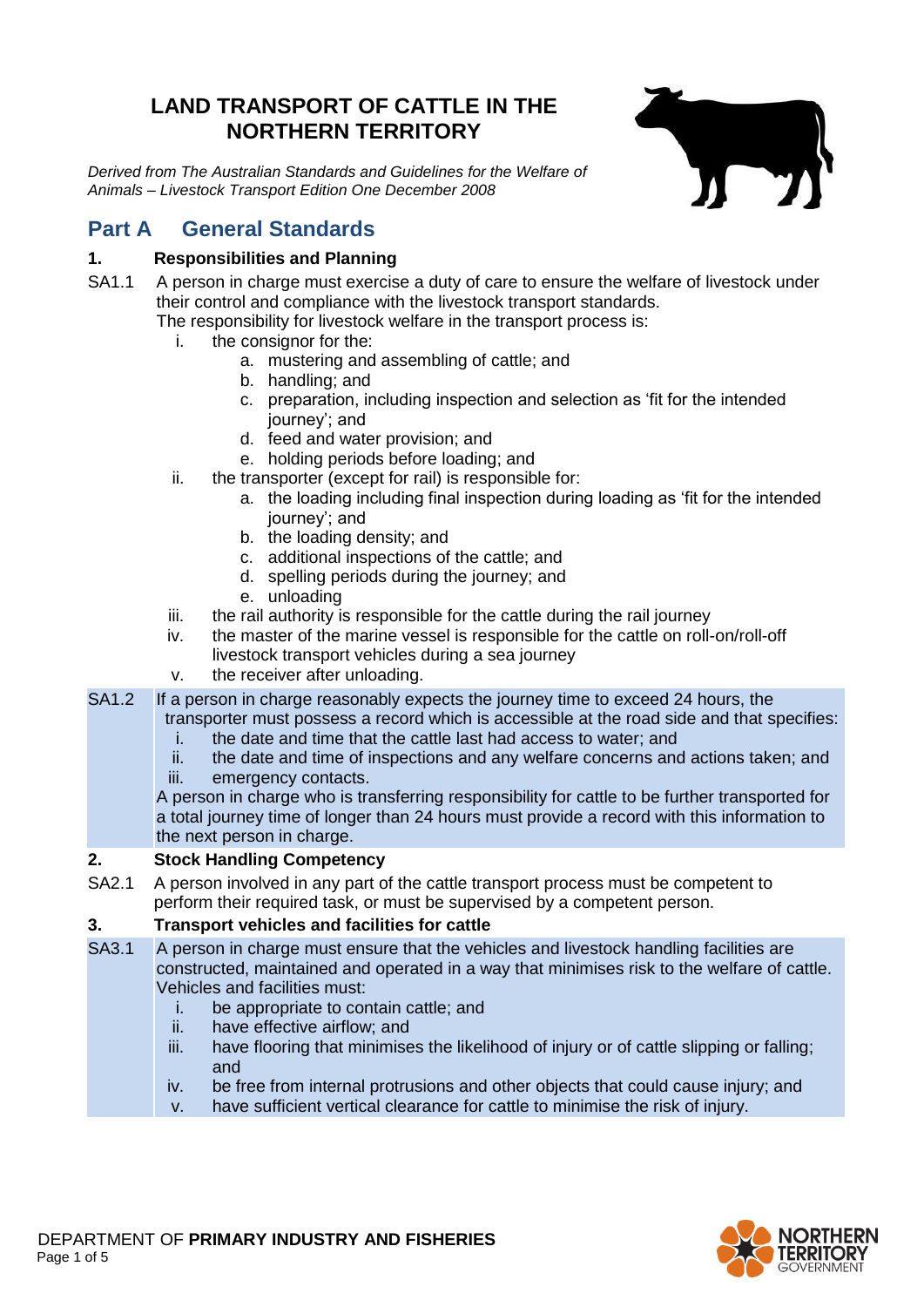# LAND TRANSPORT OF CATTLE IN THE NORTHERN TERRITORY

*Derived from The Australian Standards and Guidelines for the Welfare of Animals – Livestock Transport Edition One December 2008*

## Part A General Standards

### 1. Responsibilities and Planning

**SA1.1** A person in charge must exercise a duty of care to ensure the welfare of livestock under their control and compliance with the livestock transport standards.

The responsibility for livestock welfare in the transport process is:

- i. the consignor for the:
  - a. mustering and assembling of cattle; and
  - b. handling; and
  - c. preparation, including inspection and selection as 'fit for the intended journey'; and
  - d. feed and water provision; and
  - e. holding periods before loading; and
- ii. the transporter (except for rail) is responsible for:
  - a. the loading including final inspection during loading as 'fit for the intended journey'; and
  - b. the loading density; and
  - c. additional inspections of the cattle; and
  - d. spelling periods during the journey; and
  - e. unloading
- iii. the rail authority is responsible for the cattle during the rail journey
- iv. the master of the marine vessel is responsible for the cattle on roll-on/roll-off livestock transport vehicles during a sea journey
- v. the receiver after unloading.

**SA1.2** If a person in charge reasonably expects the journey time to exceed 24 hours, the transporter must possess a record which is accessible at the road side and that specifies:

- i. the date and time that the cattle last had access to water; and
- ii. the date and time of inspections and any welfare concerns and actions taken; and
- iii. emergency contacts.

A person in charge who is transferring responsibility for cattle to be further transported for a total journey time of longer than 24 hours must provide a record with this information to the next person in charge.

### 2. Stock Handling Competency

**SA2.1** A person involved in any part of the cattle transport process must be competent to perform their required task, or must be supervised by a competent person.

### 3. Transport vehicles and facilities for cattle

**SA3.1** A person in charge must ensure that the vehicles and livestock handling facilities are constructed, maintained and operated in a way that minimises risk to the welfare of cattle. Vehicles and facilities must:

- i. be appropriate to contain cattle; and
- ii. have effective airflow; and
- iii. have flooring that minimises the likelihood of injury or of cattle slipping or falling; and
- iv. be free from internal protrusions and other objects that could cause injury; and
- v. have sufficient vertical clearance for cattle to minimise the risk of injury.

DEPARTMENT OF **PRIMARY INDUSTRY AND FISHERIES**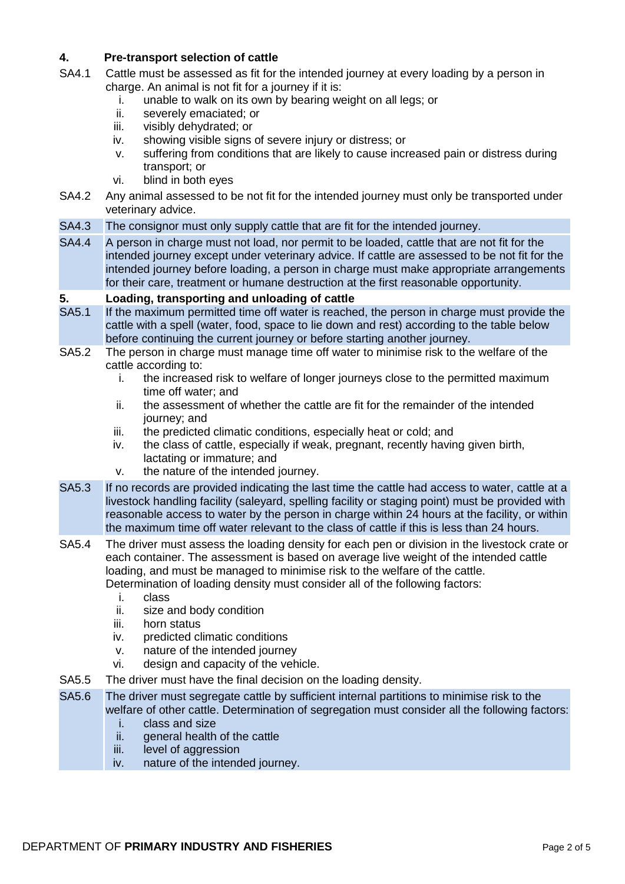## 4. Pre-transport selection of cattle

**SA4.1** Cattle must be assessed as fit for the intended journey at every loading by a person in charge. An animal is not fit for a journey if it is:

i. unable to walk on its own by bearing weight on all legs; or
ii. severely emaciated; or
iii. visibly dehydrated; or
iv. showing visible signs of severe injury or distress; or
v. suffering from conditions that are likely to cause increased pain or distress during transport; or
vi. blind in both eyes

**SA4.2** Any animal assessed to be not fit for the intended journey must only be transported under veterinary advice.

**SA4.3** The consignor must only supply cattle that are fit for the intended journey.

**SA4.4** A person in charge must not load, nor permit to be loaded, cattle that are not fit for the intended journey except under veterinary advice. If cattle are assessed to be not fit for the intended journey before loading, a person in charge must make appropriate arrangements for their care, treatment or humane destruction at the first reasonable opportunity.

## 5. Loading, transporting and unloading of cattle

**SA5.1** If the maximum permitted time off water is reached, the person in charge must provide the cattle with a spell (water, food, space to lie down and rest) according to the table below before continuing the current journey or before starting another journey.

**SA5.2** The person in charge must manage time off water to minimise risk to the welfare of the cattle according to:

i. the increased risk to welfare of longer journeys close to the permitted maximum time off water; and
ii. the assessment of whether the cattle are fit for the remainder of the intended journey; and
iii. the predicted climatic conditions, especially heat or cold; and
iv. the class of cattle, especially if weak, pregnant, recently having given birth, lactating or immature; and
v. the nature of the intended journey.

**SA5.3** If no records are provided indicating the last time the cattle had access to water, cattle at a livestock handling facility (saleyard, spelling facility or staging point) must be provided with reasonable access to water by the person in charge within 24 hours at the facility, or within the maximum time off water relevant to the class of cattle if this is less than 24 hours.

**SA5.4** The driver must assess the loading density for each pen or division in the livestock crate or each container. The assessment is based on average live weight of the intended cattle loading, and must be managed to minimise risk to the welfare of the cattle. Determination of loading density must consider all of the following factors:

i. class
ii. size and body condition
iii. horn status
iv. predicted climatic conditions
v. nature of the intended journey
vi. design and capacity of the vehicle.

**SA5.5** The driver must have the final decision on the loading density.

**SA5.6** The driver must segregate cattle by sufficient internal partitions to minimise risk to the welfare of other cattle. Determination of segregation must consider all the following factors:

i. class and size
ii. general health of the cattle
iii. level of aggression
iv. nature of the intended journey.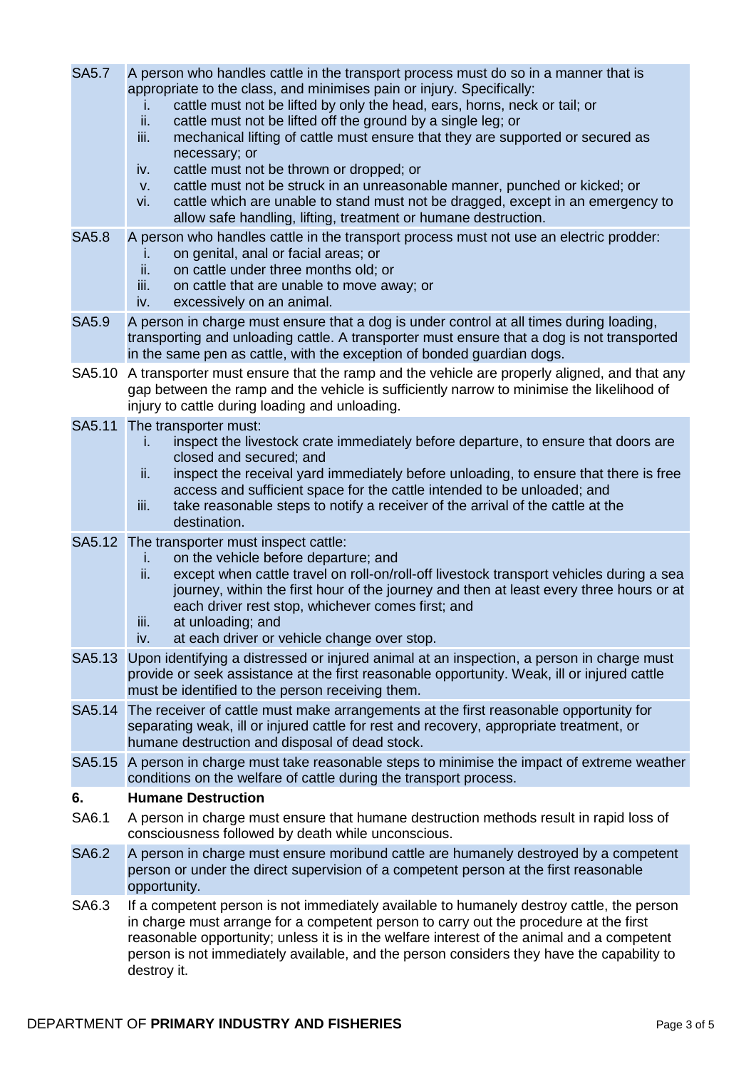**SA5.7** A person who handles cattle in the transport process must do so in a manner that is appropriate to the class, and minimises pain or injury. Specifically:

i. cattle must not be lifted by only the head, ears, horns, neck or tail; or
ii. cattle must not be lifted off the ground by a single leg; or
iii. mechanical lifting of cattle must ensure that they are supported or secured as necessary; or
iv. cattle must not be thrown or dropped; or
v. cattle must not be struck in an unreasonable manner, punched or kicked; or
vi. cattle which are unable to stand must not be dragged, except in an emergency to allow safe handling, lifting, treatment or humane destruction.

**SA5.8** A person who handles cattle in the transport process must not use an electric prodder:

i. on genital, anal or facial areas; or
ii. on cattle under three months old; or
iii. on cattle that are unable to move away; or
iv. excessively on an animal.

**SA5.9** A person in charge must ensure that a dog is under control at all times during loading, transporting and unloading cattle. A transporter must ensure that a dog is not transported in the same pen as cattle, with the exception of bonded guardian dogs.

SA5.10 A transporter must ensure that the ramp and the vehicle are properly aligned, and that any gap between the ramp and the vehicle is sufficiently narrow to minimise the likelihood of injury to cattle during loading and unloading.

SA5.11 The transporter must:

i. inspect the livestock crate immediately before departure, to ensure that doors are closed and secured; and
ii. inspect the receival yard immediately before unloading, to ensure that there is free access and sufficient space for the cattle intended to be unloaded; and
iii. take reasonable steps to notify a receiver of the arrival of the cattle at the destination.

SA5.12 The transporter must inspect cattle:

i. on the vehicle before departure; and
ii. except when cattle travel on roll-on/roll-off livestock transport vehicles during a sea journey, within the first hour of the journey and then at least every three hours or at each driver rest stop, whichever comes first; and
iii. at unloading; and
iv. at each driver or vehicle change over stop.

SA5.13 Upon identifying a distressed or injured animal at an inspection, a person in charge must provide or seek assistance at the first reasonable opportunity. Weak, ill or injured cattle must be identified to the person receiving them.

SA5.14 The receiver of cattle must make arrangements at the first reasonable opportunity for separating weak, ill or injured cattle for rest and recovery, appropriate treatment, or humane destruction and disposal of dead stock.

SA5.15 A person in charge must take reasonable steps to minimise the impact of extreme weather conditions on the welfare of cattle during the transport process.

## 6. Humane Destruction

SA6.1 A person in charge must ensure that humane destruction methods result in rapid loss of consciousness followed by death while unconscious.

**SA6.2** A person in charge must ensure moribund cattle are humanely destroyed by a competent person or under the direct supervision of a competent person at the first reasonable opportunity.

SA6.3 If a competent person is not immediately available to humanely destroy cattle, the person in charge must arrange for a competent person to carry out the procedure at the first reasonable opportunity; unless it is in the welfare interest of the animal and a competent person is not immediately available, and the person considers they have the capability to destroy it.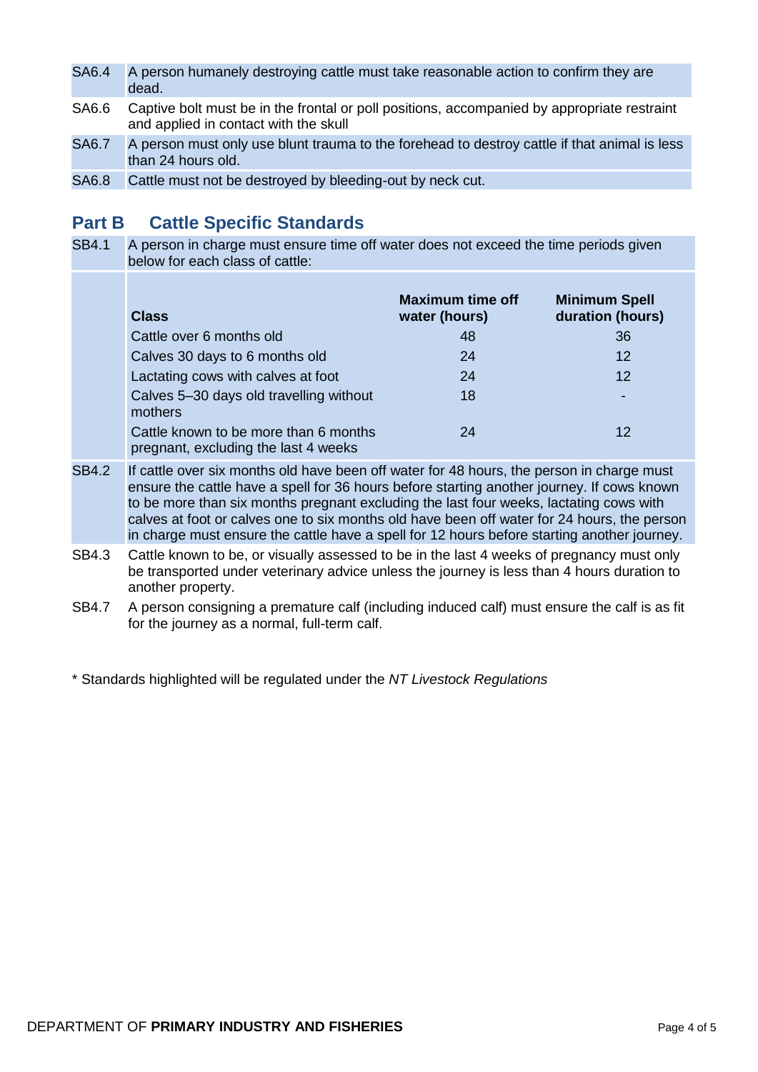| | |
|---|---|
| SA6.4 | A person humanely destroying cattle must take reasonable action to confirm they are dead. |
| SA6.6 | Captive bolt must be in the frontal or poll positions, accompanied by appropriate restraint and applied in contact with the skull |
| SA6.7 | A person must only use blunt trauma to the forehead to destroy cattle if that animal is less than 24 hours old. |
| SA6.8 | Cattle must not be destroyed by bleeding-out by neck cut. |

## Part B Cattle Specific Standards

SB4.1 A person in charge must ensure time off water does not exceed the time periods given below for each class of cattle:

| Class | Maximum time off water (hours) | Minimum Spell duration (hours) |
|---|---|---|
| Cattle over 6 months old | 48 | 36 |
| Calves 30 days to 6 months old | 24 | 12 |
| Lactating cows with calves at foot | 24 | 12 |
| Calves 5–30 days old travelling without mothers | 18 | - |
| Cattle known to be more than 6 months pregnant, excluding the last 4 weeks | 24 | 12 |

SB4.2 If cattle over six months old have been off water for 48 hours, the person in charge must ensure the cattle have a spell for 36 hours before starting another journey. If cows known to be more than six months pregnant excluding the last four weeks, lactating cows with calves at foot or calves one to six months old have been off water for 24 hours, the person in charge must ensure the cattle have a spell for 12 hours before starting another journey.

SB4.3 Cattle known to be, or visually assessed to be in the last 4 weeks of pregnancy must only be transported under veterinary advice unless the journey is less than 4 hours duration to another property.

SB4.7 A person consigning a premature calf (including induced calf) must ensure the calf is as fit for the journey as a normal, full-term calf.

* Standards highlighted will be regulated under the *NT Livestock Regulations*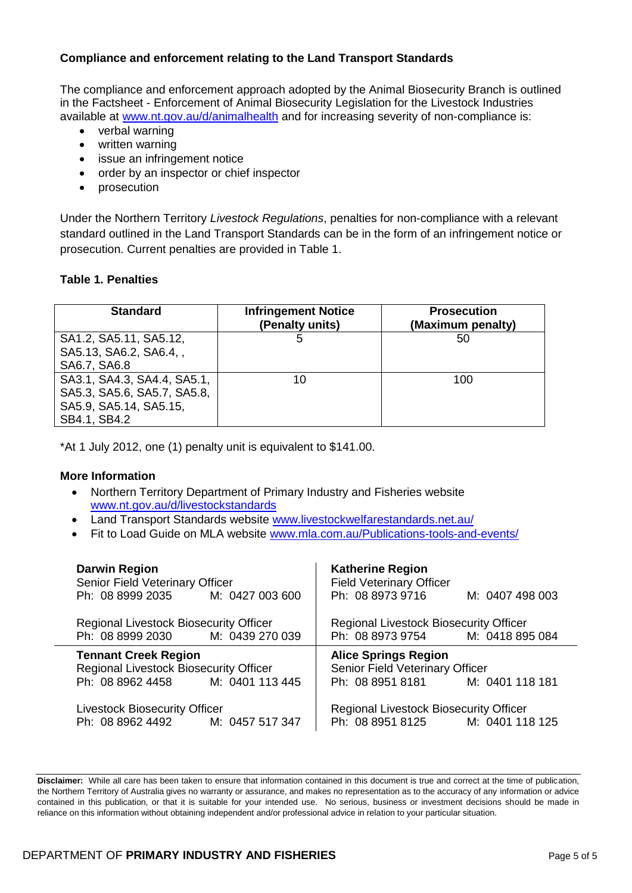### Compliance and enforcement relating to the Land Transport Standards

The compliance and enforcement approach adopted by the Animal Biosecurity Branch is outlined in the Factsheet - Enforcement of Animal Biosecurity Legislation for the Livestock Industries available at [www.nt.gov.au/d/animalhealth](www.nt.gov.au/d/animalhealth) and for increasing severity of non-compliance is:

- verbal warning
- written warning
- issue an infringement notice
- order by an inspector or chief inspector
- prosecution

Under the Northern Territory *Livestock Regulations*, penalties for non-compliance with a relevant standard outlined in the Land Transport Standards can be in the form of an infringement notice or prosecution. Current penalties are provided in Table 1.

**Table 1. Penalties**

| Standard | Infringement Notice (Penalty units) | Prosecution (Maximum penalty) |
|---|---|---|
| SA1.2, SA5.11, SA5.12, SA5.13, SA6.2, SA6.4, , SA6.7, SA6.8 | 5 | 50 |
| SA3.1, SA4.3, SA4.4, SA5.1, SA5.3, SA5.6, SA5.7, SA5.8, SA5.9, SA5.14, SA5.15, SB4.1, SB4.2 | 10 | 100 |

*At 1 July 2012, one (1) penalty unit is equivalent to $141.00.

### More Information

- Northern Territory Department of Primary Industry and Fisheries website [www.nt.gov.au/d/livestockstandards](www.nt.gov.au/d/livestockstandards)
- Land Transport Standards website [www.livestockwelfarestandards.net.au/](www.livestockwelfarestandards.net.au/)
- Fit to Load Guide on MLA website [www.mla.com.au/Publications-tools-and-events/](www.mla.com.au/Publications-tools-and-events/)

**Darwin Region**
Senior Field Veterinary Officer
Ph: 08 8999 2035 M: 0427 003 600

Regional Livestock Biosecurity Officer
Ph: 08 8999 2030 M: 0439 270 039

**Katherine Region**
Field Veterinary Officer
Ph: 08 8973 9716 M: 0407 498 003

Regional Livestock Biosecurity Officer
Ph: 08 8973 9754 M: 0418 895 084

**Tennant Creek Region**
Regional Livestock Biosecurity Officer
Ph: 08 8962 4458 M: 0401 113 445

Livestock Biosecurity Officer
Ph: 08 8962 4492 M: 0457 517 347

**Alice Springs Region**
Senior Field Veterinary Officer
Ph: 08 8951 8181 M: 0401 118 181

Regional Livestock Biosecurity Officer
Ph: 08 8951 8125 M: 0401 118 125

**Disclaimer:** While all care has been taken to ensure that information contained in this document is true and correct at the time of publication, the Northern Territory of Australia gives no warranty or assurance, and makes no representation as to the accuracy of any information or advice contained in this publication, or that it is suitable for your intended use. No serious, business or investment decisions should be made in reliance on this information without obtaining independent and/or professional advice in relation to your particular situation.